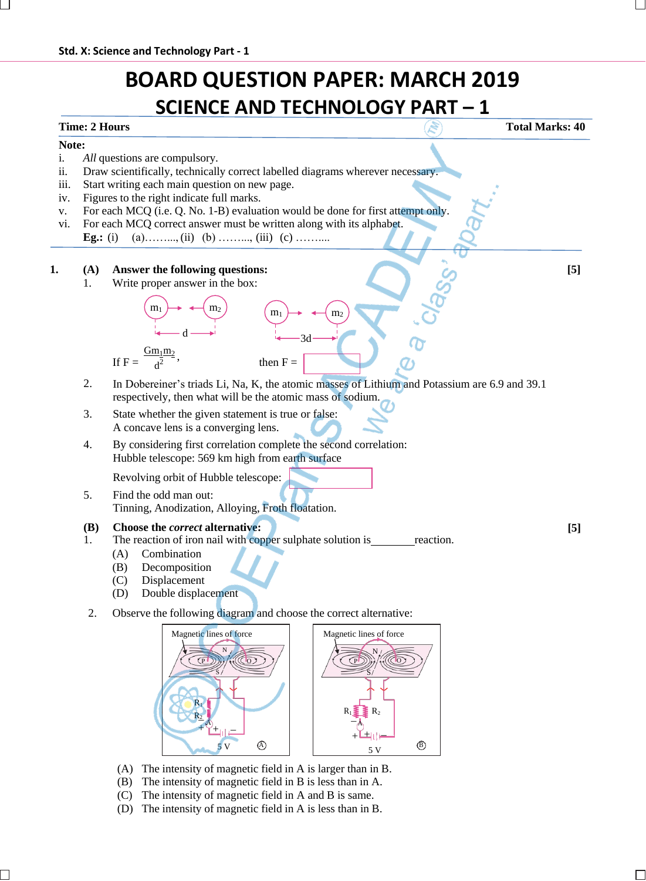# BOARD QUESTION PAPER: MARCH 2019

## SCIENCE AND TECHNOLOGY PART – 1

**Time: 2 Hours** **Total Marks: 40**

**Note:**

i. *All* questions are compulsory.
ii. Draw scientifically, technically correct labelled diagrams wherever necessary.
iii. Start writing each main question on new page.
iv. Figures to the right indicate full marks.
v. For each MCQ (i.e. Q. No. 1-B) evaluation would be done for first attempt only.
vi. For each MCQ correct answer must be written along with its alphabet.
**Eg.:** (i) (a)……..., (ii) (b) ……..., (iii) (c) ……....

**1. (A) Answer the following questions:** **[5]**

1. Write proper answer in the box:

   $m_1$ → ← $m_2$ (separated by d)  $m_1$ → ← $m_2$ (separated by 3d)

   If $F = \frac{Gm_1m_2}{d^2}$, then F = [ ]

2. In Dobereiner's triads Li, Na, K, the atomic masses of Lithium and Potassium are 6.9 and 39.1 respectively, then what will be the atomic mass of sodium.

3. State whether the given statement is true or false:
   A concave lens is a converging lens.

4. By considering first correlation complete the second correlation:
   Hubble telescope: 569 km high from earth surface

   Revolving orbit of Hubble telescope: [ ]

5. Find the odd man out:
   Tinning, Anodization, Alloying, Froth floatation.

**(B) Choose the *correct* alternative:** **[5]**

1. The reaction of iron nail with copper sulphate solution is\_\_\_\_\_\_\_\_reaction.
   (A) Combination
   (B) Decomposition
   (C) Displacement
   (D) Double displacement

2. Observe the following diagram and choose the correct alternative:

   (Diagram A: Magnetic lines of force; N, S, P, O; $R_1$, $R_2$ in series; 5 V)
   (Diagram B: Magnetic lines of force; N, S, P, O; $R_1$, $R_2$ in parallel; 5 V)

   (A) The intensity of magnetic field in A is larger than in B.
   (B) The intensity of magnetic field in B is less than in A.
   (C) The intensity of magnetic field in A and B is same.
   (D) The intensity of magnetic field in A is less than in B.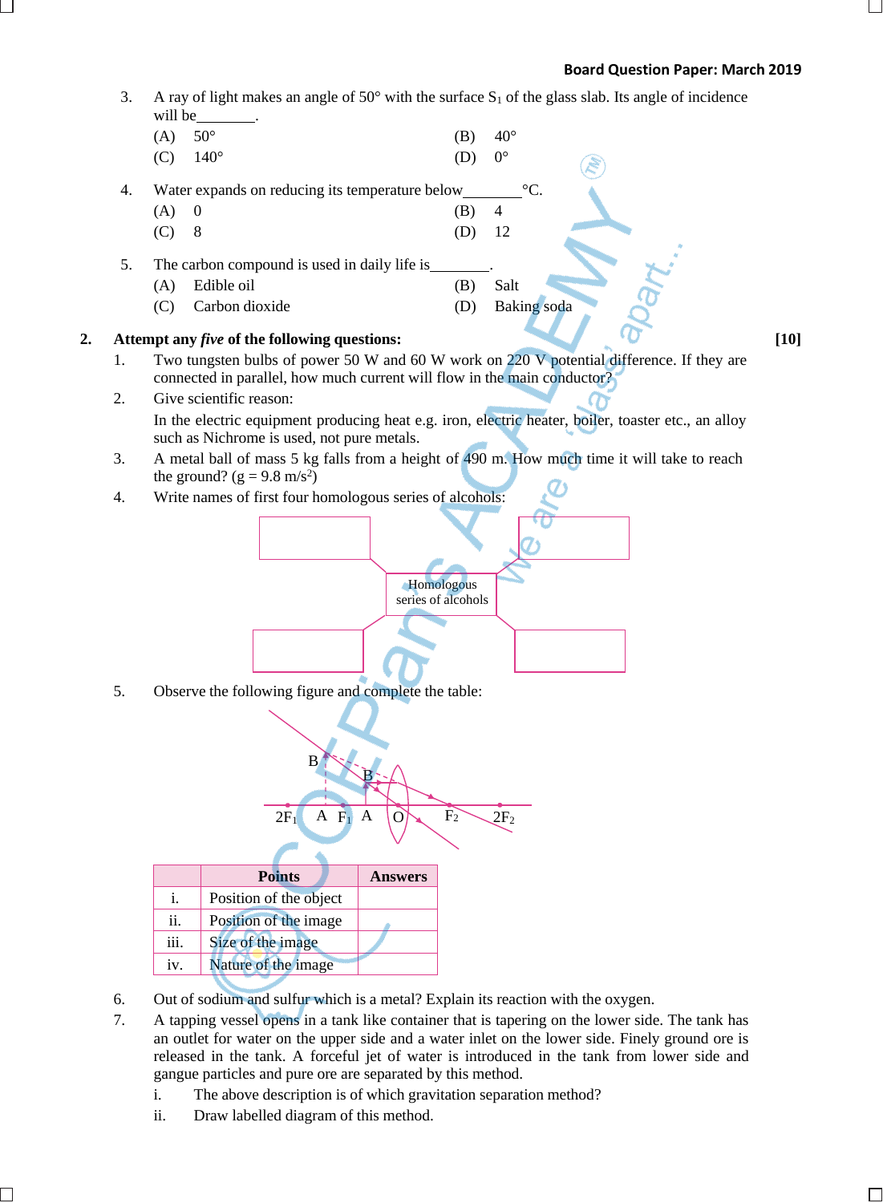3. A ray of light makes an angle of 50° with the surface $S_1$ of the glass slab. Its angle of incidence will be________.

   (A) 50° (B) 40°
   (C) 140° (D) 0°

4. Water expands on reducing its temperature below________°C.

   (A) 0 (B) 4
   (C) 8 (D) 12

5. The carbon compound is used in daily life is________.

   (A) Edible oil (B) Salt
   (C) Carbon dioxide (D) Baking soda

**2. Attempt any *five* of the following questions:** **[10]**

1. Two tungsten bulbs of power 50 W and 60 W work on 220 V potential difference. If they are connected in parallel, how much current will flow in the main conductor?
2. Give scientific reason:

   In the electric equipment producing heat e.g. iron, electric heater, boiler, toaster etc., an alloy such as Nichrome is used, not pure metals.
3. A metal ball of mass 5 kg falls from a height of 490 m. How much time it will take to reach the ground? ($g = 9.8\ m/s^2$)
4. Write names of first four homologous series of alcohols:

   Homologous series of alcohols

5. Observe the following figure and complete the table:

| | Points | Answers |
|---|---|---|
| i. | Position of the object | |
| ii. | Position of the image | |
| iii. | Size of the image | |
| iv. | Nature of the image | |

6. Out of sodium and sulfur which is a metal? Explain its reaction with the oxygen.
7. A tapping vessel opens in a tank like container that is tapering on the lower side. The tank has an outlet for water on the upper side and a water inlet on the lower side. Finely ground ore is released in the tank. A forceful jet of water is introduced in the tank from lower side and gangue particles and pure ore are separated by this method.

   i. The above description is of which gravitation separation method?
   ii. Draw labelled diagram of this method.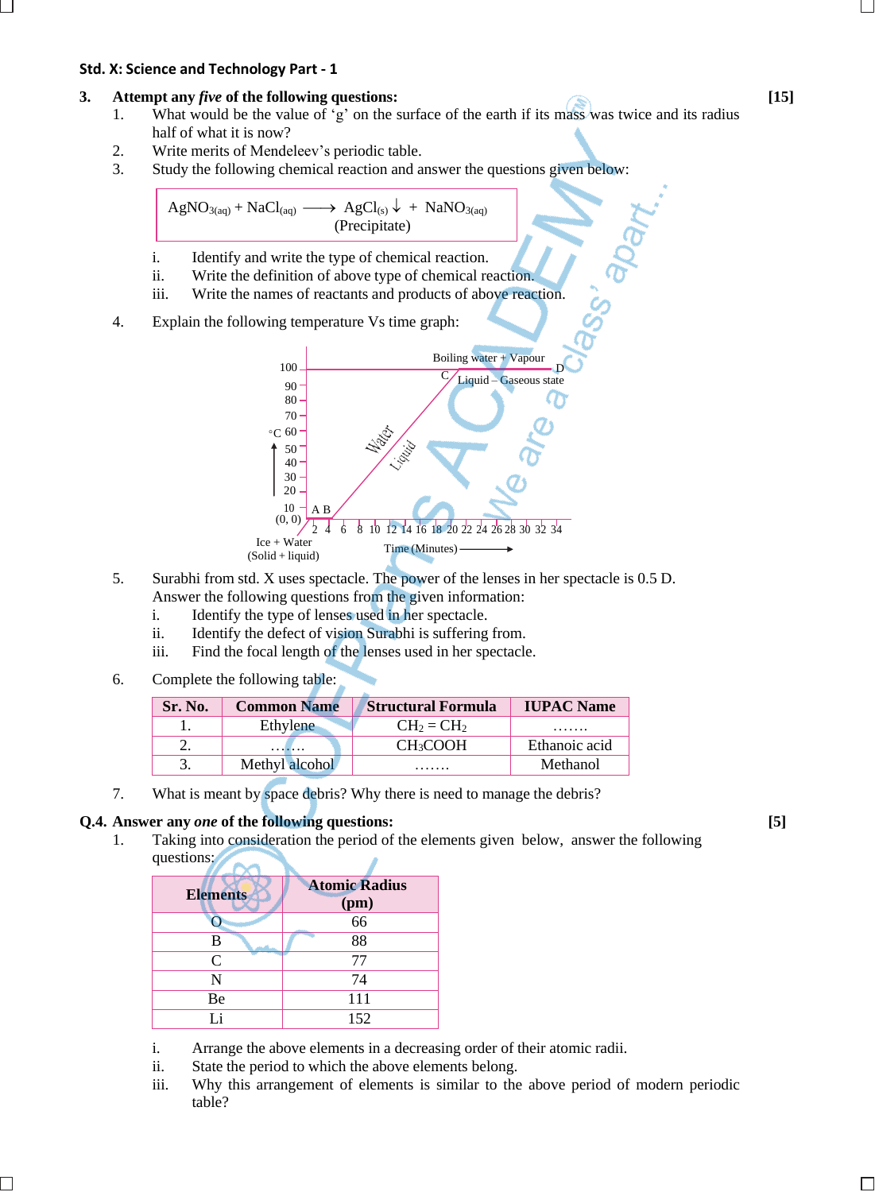**Std. X: Science and Technology Part - 1**

**3. Attempt any *five* of the following questions:** **[15]**

1. What would be the value of 'g' on the surface of the earth if its mass was twice and its radius half of what it is now?
2. Write merits of Mendeleev's periodic table.
3. Study the following chemical reaction and answer the questions given below:

$$AgNO_{3(aq)} + NaCl_{(aq)} \longrightarrow AgCl_{(s)} \downarrow + NaNO_{3(aq)}$$
(Precipitate)

   i. Identify and write the type of chemical reaction.
   ii. Write the definition of above type of chemical reaction.
   iii. Write the names of reactants and products of above reaction.

4. Explain the following temperature Vs time graph:

Boiling water + Vapour
C — D: Liquid – Gaseous state
Water Liquid
A B
Ice + Water (Solid + liquid)
°C (y-axis: 10, 20, 30, 40, 50, 60, 70, 80, 90, 100); (0, 0)
Time (Minutes) (x-axis: 2, 4, 6, 8, 10, 12, 14, 16, 18, 20, 22, 24, 26, 28, 30, 32, 34)

5. Surabhi from std. X uses spectacle. The power of the lenses in her spectacle is 0.5 D. Answer the following questions from the given information:
   i. Identify the type of lenses used in her spectacle.
   ii. Identify the defect of vision Surabhi is suffering from.
   iii. Find the focal length of the lenses used in her spectacle.

6. Complete the following table:

| Sr. No. | Common Name | Structural Formula | IUPAC Name |
|---|---|---|---|
| 1. | Ethylene | $CH_2 = CH_2$ | ……. |
| 2. | ……. | $CH_3COOH$ | Ethanoic acid |
| 3. | Methyl alcohol | ……. | Methanol |

7. What is meant by space debris? Why there is need to manage the debris?

**Q.4. Answer any *one* of the following questions:** **[5]**

1. Taking into consideration the period of the elements given below, answer the following questions:

| Elements | Atomic Radius (pm) |
|---|---|
| O | 66 |
| B | 88 |
| C | 77 |
| N | 74 |
| Be | 111 |
| Li | 152 |

   i. Arrange the above elements in a decreasing order of their atomic radii.
   ii. State the period to which the above elements belong.
   iii. Why this arrangement of elements is similar to the above period of modern periodic table?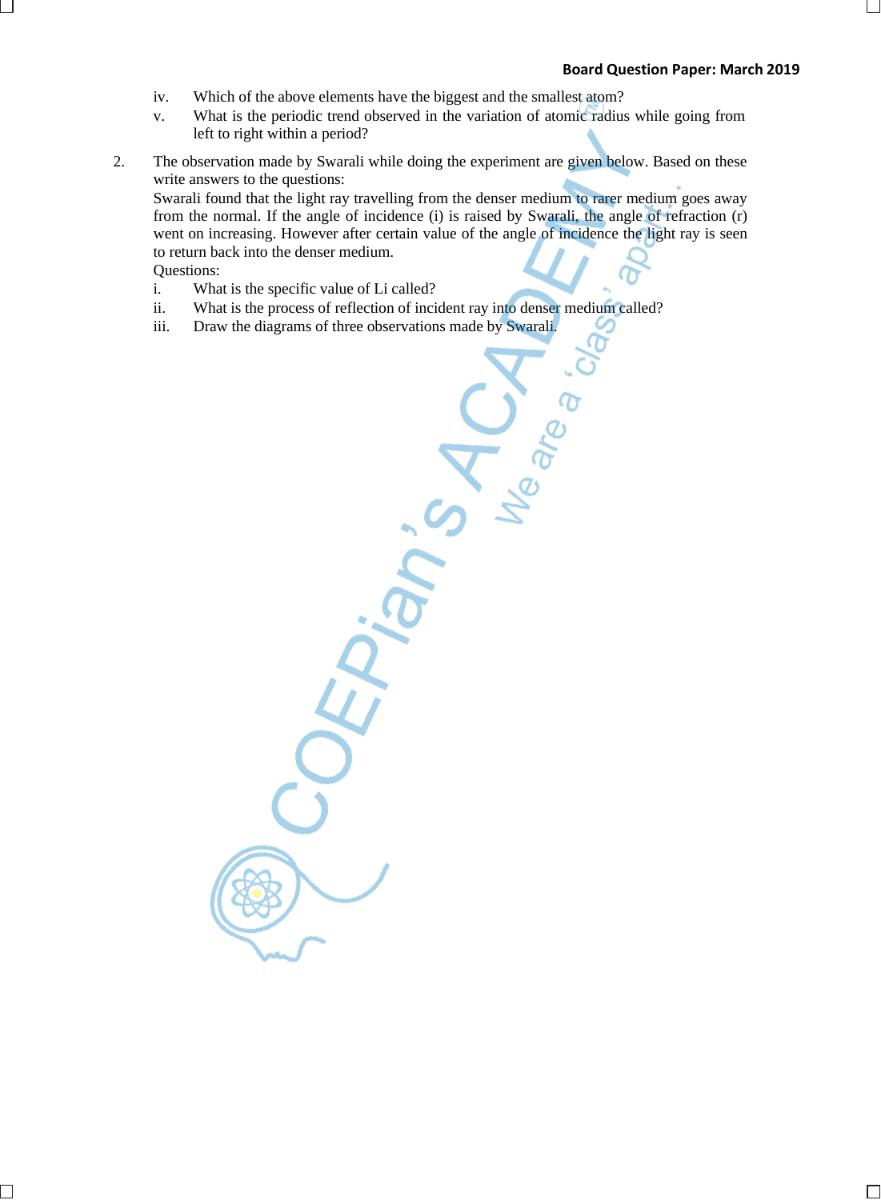iv. Which of the above elements have the biggest and the smallest atom?

v. What is the periodic trend observed in the variation of atomic radius while going from left to right within a period?

2. The observation made by Swarali while doing the experiment are given below. Based on these write answers to the questions:

   Swarali found that the light ray travelling from the denser medium to rarer medium goes away from the normal. If the angle of incidence (i) is raised by Swarali, the angle of refraction (r) went on increasing. However after certain value of the angle of incidence the light ray is seen to return back into the denser medium.

   Questions:

   i. What is the specific value of Li called?

   ii. What is the process of reflection of incident ray into denser medium called?

   iii. Draw the diagrams of three observations made by Swarali.